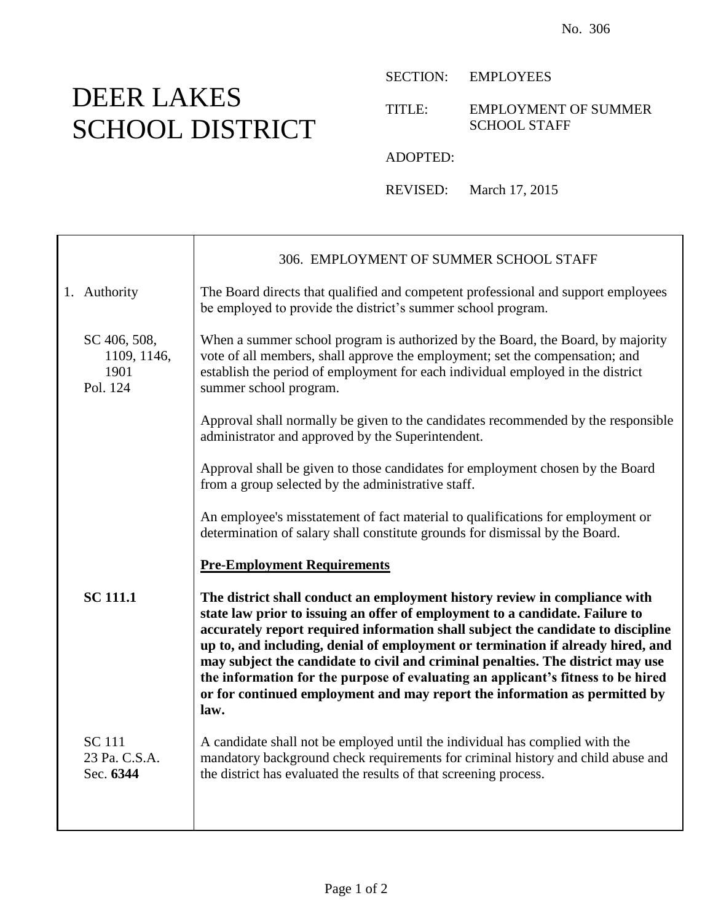No. 306

# DEER LAKES SCHOOL DISTRICT

SECTION: EMPLOYEES

TITLE: EMPLOYMENT OF SUMMER SCHOOL STAFF

ADOPTED:

REVISED: March 17, 2015

## 306. EMPLOYMENT OF SUMMER SCHOOL STAFF

**1. Authority**

The Board directs that qualified and competent professional and support employees be employed to provide the district's summer school program.

SC 406, 508, 1109, 1146, 1901
Pol. 124

When a summer school program is authorized by the Board, the Board, by majority vote of all members, shall approve the employment; set the compensation; and establish the period of employment for each individual employed in the district summer school program.

Approval shall normally be given to the candidates recommended by the responsible administrator and approved by the Superintendent.

Approval shall be given to those candidates for employment chosen by the Board from a group selected by the administrative staff.

An employee's misstatement of fact material to qualifications for employment or determination of salary shall constitute grounds for dismissal by the Board.

**Pre-Employment Requirements**

**SC 111.1**

**The district shall conduct an employment history review in compliance with state law prior to issuing an offer of employment to a candidate. Failure to accurately report required information shall subject the candidate to discipline up to, and including, denial of employment or termination if already hired, and may subject the candidate to civil and criminal penalties. The district may use the information for the purpose of evaluating an applicant's fitness to be hired or for continued employment and may report the information as permitted by law.**

SC 111
23 Pa. C.S.A. Sec. **6344**

A candidate shall not be employed until the individual has complied with the mandatory background check requirements for criminal history and child abuse and the district has evaluated the results of that screening process.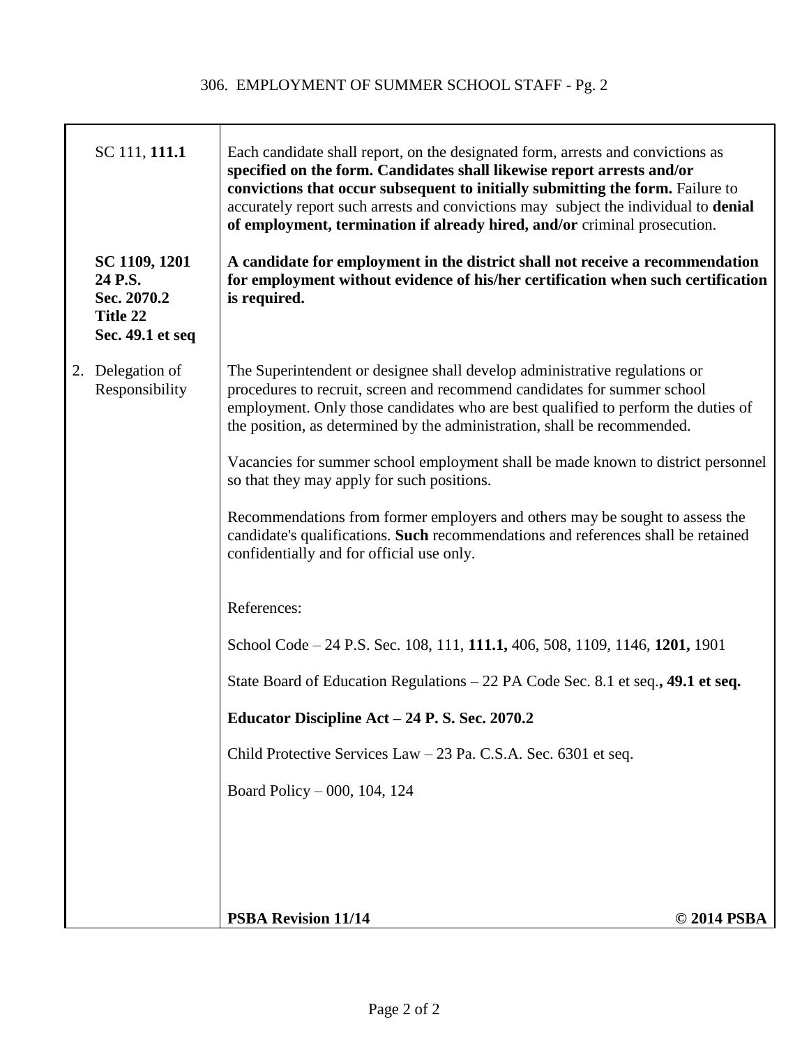| | |
|---|---|
| SC 111, **111.1** | Each candidate shall report, on the designated form, arrests and convictions as **specified on the form. Candidates shall likewise report arrests and/or convictions that occur subsequent to initially submitting the form.** Failure to accurately report such arrests and convictions may subject the individual to **denial of employment, termination if already hired, and/or** criminal prosecution. |
| **SC 1109, 1201**<br>**24 P.S.**<br>**Sec. 2070.2**<br>**Title 22**<br>**Sec. 49.1 et seq** | **A candidate for employment in the district shall not receive a recommendation for employment without evidence of his/her certification when such certification is required.** |
| 2. Delegation of Responsibility | The Superintendent or designee shall develop administrative regulations or procedures to recruit, screen and recommend candidates for summer school employment. Only those candidates who are best qualified to perform the duties of the position, as determined by the administration, shall be recommended.<br><br>Vacancies for summer school employment shall be made known to district personnel so that they may apply for such positions.<br><br>Recommendations from former employers and others may be sought to assess the candidate's qualifications. **Such** recommendations and references shall be retained confidentially and for official use only. |

References:

School Code – 24 P.S. Sec. 108, 111, **111.1,** 406, 508, 1109, 1146, **1201,** 1901

State Board of Education Regulations – 22 PA Code Sec. 8.1 et seq.**, 49.1 et seq.**

**Educator Discipline Act – 24 P. S. Sec. 2070.2**

Child Protective Services Law – 23 Pa. C.S.A. Sec. 6301 et seq.

Board Policy – 000, 104, 124

**PSBA Revision 11/14** **© 2014 PSBA**